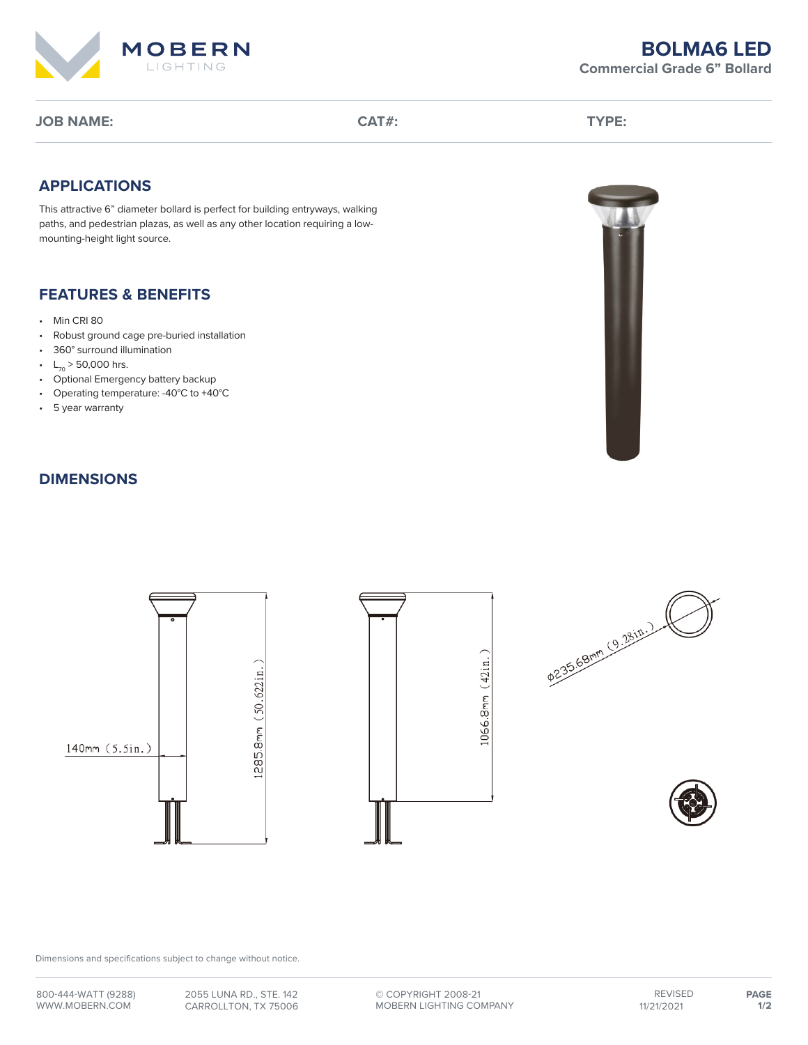# BOLMA6 LED

**Commercial Grade 6" Bollard**

**JOB NAME:** **CAT#:** **TYPE:**

## APPLICATIONS

This attractive 6" diameter bollard is perfect for building entryways, walking paths, and pedestrian plazas, as well as any other location requiring a low-mounting-height light source.

## FEATURES & BENEFITS

- Min CRI 80
- Robust ground cage pre-buried installation
- 360° surround illumination
- $L_{70}$ > 50,000 hrs.
- Optional Emergency battery backup
- Operating temperature: -40°C to +40°C
- 5 year warranty

## DIMENSIONS

140mm (5.5in.)

1285.8mm (50.622in.)

1066.8mm (42in.)

ø235.68mm (9.28in.)

Dimensions and specifications subject to change without notice.

800-444-WATT (9288)
WWW.MOBERN.COM

2055 LUNA RD., STE. 142
CARROLLTON, TX 75006

© COPYRIGHT 2008-21
MOBERN LIGHTING COMPANY

REVISED 11/21/2021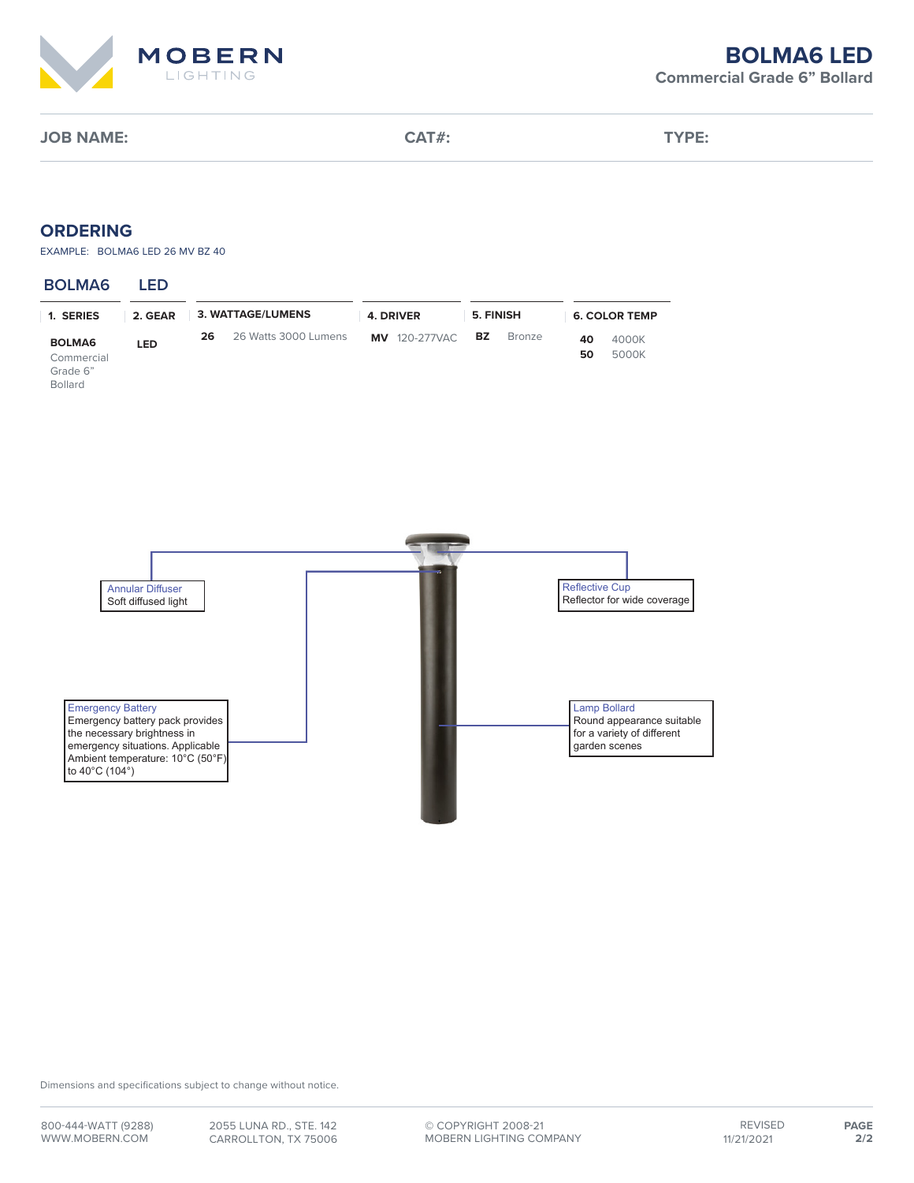# BOLMA6 LED

## Commercial Grade 6" Bollard

**JOB NAME:** **CAT#:** **TYPE:**

## ORDERING

EXAMPLE: BOLMA6 LED 26 MV BZ 40

| BOLMA6 | LED | | | | |
|---|---|---|---|---|---|
| **1. SERIES** | **2. GEAR** | **3. WATTAGE/LUMENS** | **4. DRIVER** | **5. FINISH** | **6. COLOR TEMP** |
| **BOLMA6** Commercial Grade 6" Bollard | **LED** | **26** 26 Watts 3000 Lumens | **MV** 120-277VAC | **BZ** Bronze | **40** 4000K |
| | | | | | **50** 5000K |

Annular Diffuser
Soft diffused light

Reflective Cup
Reflector for wide coverage

Emergency Battery
Emergency battery pack provides the necessary brightness in emergency situations. Applicable Ambient temperature: 10°C (50°F) to 40°C (104°)

Lamp Bollard
Round appearance suitable for a variety of different garden scenes

Dimensions and specifications subject to change without notice.

800-444-WATT (9288)
WWW.MOBERN.COM

2055 LUNA RD., STE. 142
CARROLLTON, TX 75006

© COPYRIGHT 2008-21
MOBERN LIGHTING COMPANY

REVISED
11/21/2021